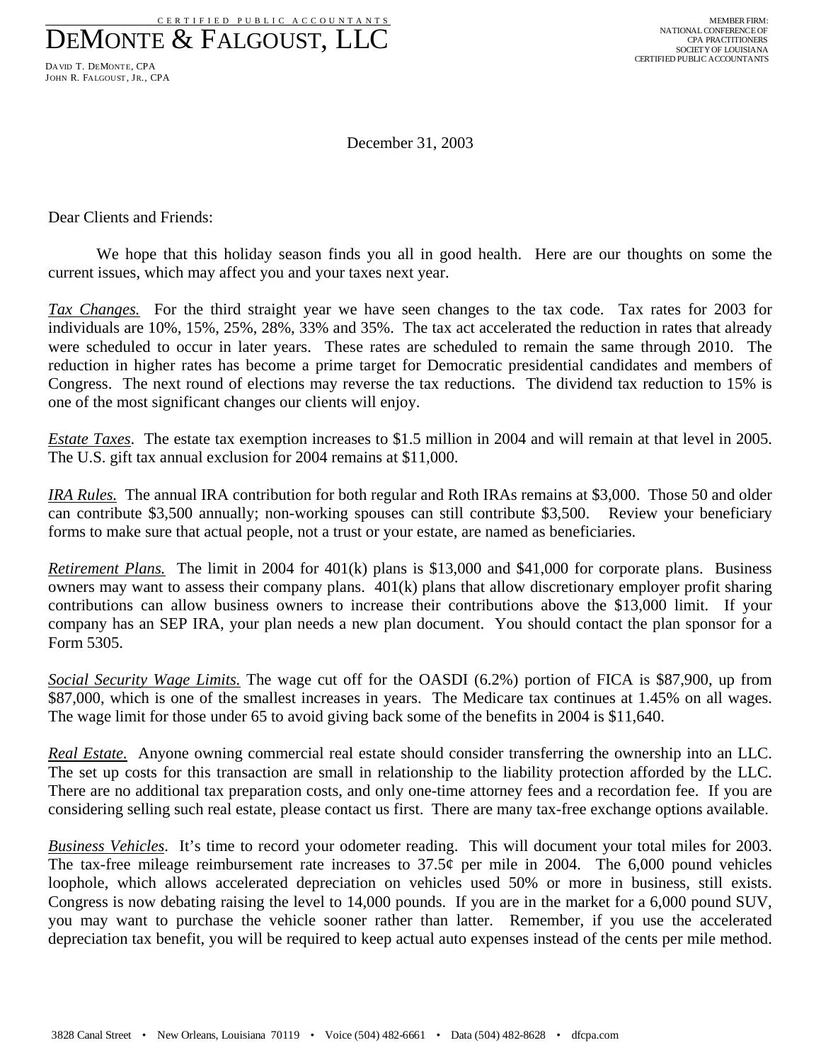CERTIFIED PUBLIC ACCOUNTANTS

# DEMONTE & FALGOUST, LLC

DAVID T. DEMONTE, CPA
JOHN R. FALGOUST, JR., CPA

MEMBER FIRM:
NATIONAL CONFERENCE OF
CPA PRACTITIONERS
SOCIETY OF LOUISIANA
CERTIFIED PUBLIC ACCOUNTANTS

December 31, 2003

Dear Clients and Friends:

We hope that this holiday season finds you all in good health. Here are our thoughts on some the current issues, which may affect you and your taxes next year.

*Tax Changes.* For the third straight year we have seen changes to the tax code. Tax rates for 2003 for individuals are 10%, 15%, 25%, 28%, 33% and 35%. The tax act accelerated the reduction in rates that already were scheduled to occur in later years. These rates are scheduled to remain the same through 2010. The reduction in higher rates has become a prime target for Democratic presidential candidates and members of Congress. The next round of elections may reverse the tax reductions. The dividend tax reduction to 15% is one of the most significant changes our clients will enjoy.

*Estate Taxes*. The estate tax exemption increases to $1.5 million in 2004 and will remain at that level in 2005. The U.S. gift tax annual exclusion for 2004 remains at $11,000.

*IRA Rules.* The annual IRA contribution for both regular and Roth IRAs remains at $3,000. Those 50 and older can contribute $3,500 annually; non-working spouses can still contribute $3,500. Review your beneficiary forms to make sure that actual people, not a trust or your estate, are named as beneficiaries.

*Retirement Plans.* The limit in 2004 for 401(k) plans is $13,000 and $41,000 for corporate plans. Business owners may want to assess their company plans. 401(k) plans that allow discretionary employer profit sharing contributions can allow business owners to increase their contributions above the $13,000 limit. If your company has an SEP IRA, your plan needs a new plan document. You should contact the plan sponsor for a Form 5305.

*Social Security Wage Limits.* The wage cut off for the OASDI (6.2%) portion of FICA is $87,900, up from $87,000, which is one of the smallest increases in years. The Medicare tax continues at 1.45% on all wages. The wage limit for those under 65 to avoid giving back some of the benefits in 2004 is $11,640.

*Real Estate.* Anyone owning commercial real estate should consider transferring the ownership into an LLC. The set up costs for this transaction are small in relationship to the liability protection afforded by the LLC. There are no additional tax preparation costs, and only one-time attorney fees and a recordation fee. If you are considering selling such real estate, please contact us first. There are many tax-free exchange options available.

*Business Vehicles*. It's time to record your odometer reading. This will document your total miles for 2003. The tax-free mileage reimbursement rate increases to 37.5¢ per mile in 2004. The 6,000 pound vehicles loophole, which allows accelerated depreciation on vehicles used 50% or more in business, still exists. Congress is now debating raising the level to 14,000 pounds. If you are in the market for a 6,000 pound SUV, you may want to purchase the vehicle sooner rather than latter. Remember, if you use the accelerated depreciation tax benefit, you will be required to keep actual auto expenses instead of the cents per mile method.

3828 Canal Street • New Orleans, Louisiana 70119 • Voice (504) 482-6661 • Data (504) 482-8628 • dfcpa.com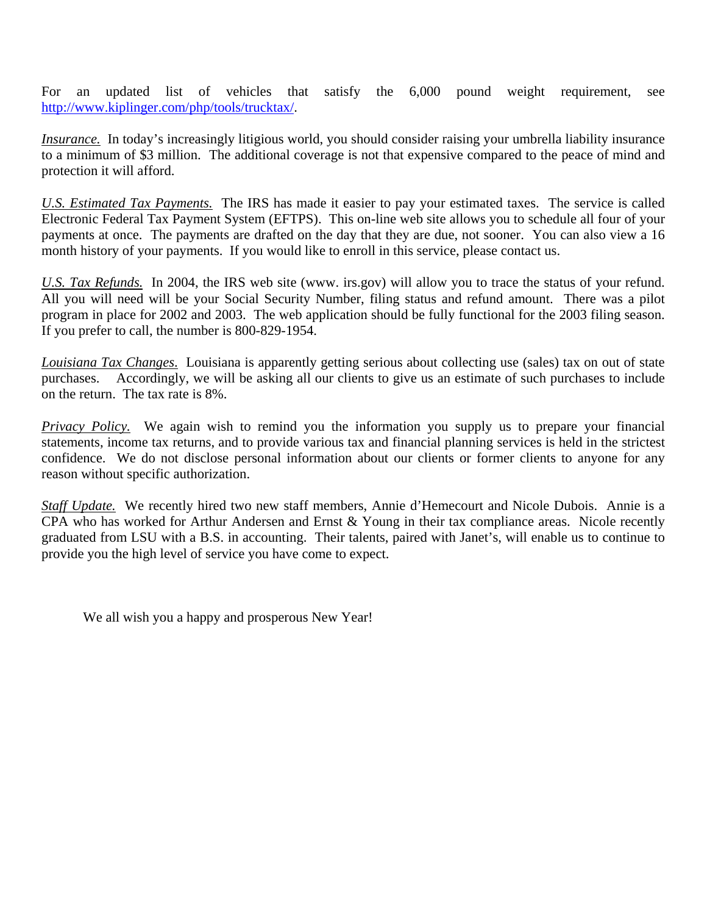For an updated list of vehicles that satisfy the 6,000 pound weight requirement, see http://www.kiplinger.com/php/tools/trucktax/.

*Insurance.* In today's increasingly litigious world, you should consider raising your umbrella liability insurance to a minimum of $3 million. The additional coverage is not that expensive compared to the peace of mind and protection it will afford.

*U.S. Estimated Tax Payments.* The IRS has made it easier to pay your estimated taxes. The service is called Electronic Federal Tax Payment System (EFTPS). This on-line web site allows you to schedule all four of your payments at once. The payments are drafted on the day that they are due, not sooner. You can also view a 16 month history of your payments. If you would like to enroll in this service, please contact us.

*U.S. Tax Refunds.* In 2004, the IRS web site (www. irs.gov) will allow you to trace the status of your refund. All you will need will be your Social Security Number, filing status and refund amount. There was a pilot program in place for 2002 and 2003. The web application should be fully functional for the 2003 filing season. If you prefer to call, the number is 800-829-1954.

*Louisiana Tax Changes.* Louisiana is apparently getting serious about collecting use (sales) tax on out of state purchases. Accordingly, we will be asking all our clients to give us an estimate of such purchases to include on the return. The tax rate is 8%.

*Privacy Policy.* We again wish to remind you the information you supply us to prepare your financial statements, income tax returns, and to provide various tax and financial planning services is held in the strictest confidence. We do not disclose personal information about our clients or former clients to anyone for any reason without specific authorization.

*Staff Update.* We recently hired two new staff members, Annie d'Hemecourt and Nicole Dubois. Annie is a CPA who has worked for Arthur Andersen and Ernst & Young in their tax compliance areas. Nicole recently graduated from LSU with a B.S. in accounting. Their talents, paired with Janet's, will enable us to continue to provide you the high level of service you have come to expect.

We all wish you a happy and prosperous New Year!